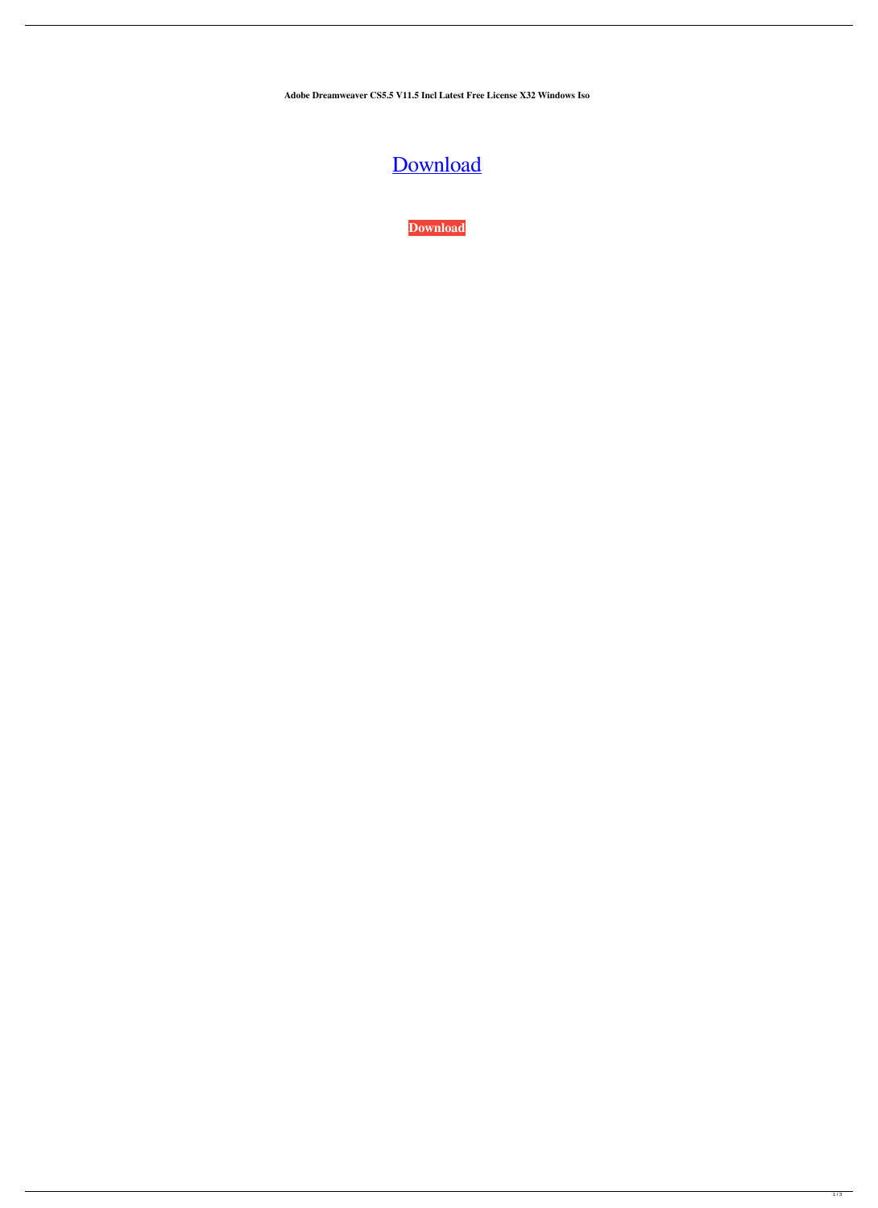**Adobe Dreamweaver CS5.5 V11.5 Incl Latest Free License X32 Windows Iso**

Download

**Download**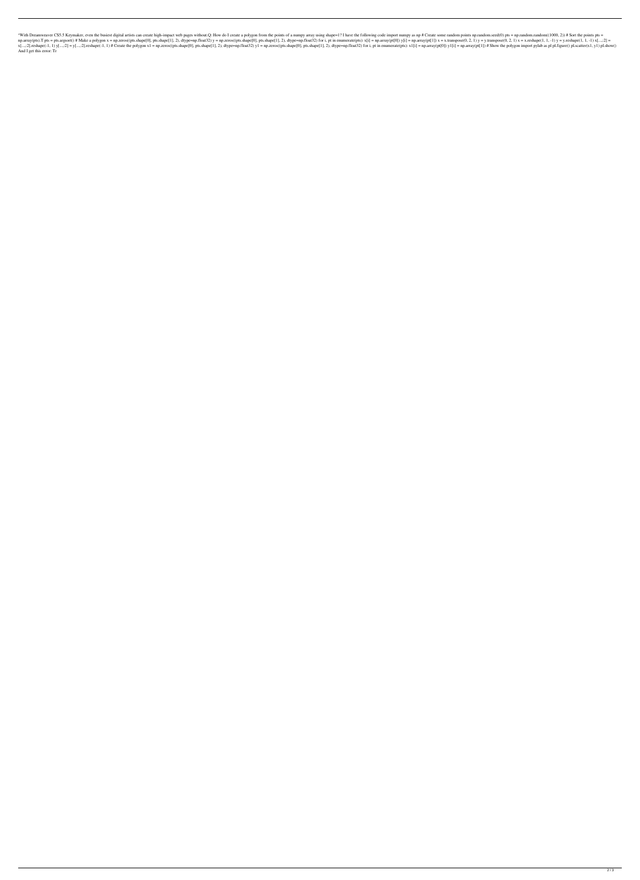"With Dreamweaver CS5.5 Keymaker, even the busiest digital artists can create high-impact web pages without.Q: How do I create a polygon from the points of a numpy array using shape=1? I have the following code import numpy as np # Create some random points np.random.seed(0) pts = np.random.random((1000, 2)) # Sort the points pts = np.array(pts).T pts = pts.argsort() # Make a polygon x = np.zeros((pts.shape[0], pts.shape[1], 2), dtype=np.float32) y = np.zeros((pts.shape[0], pts.shape[1], 2), dtype=np.float32) for i, pt in enumerate(pts): x[i] = np.array(pt[0]) y[i] = np.array(pt[1]) x = x.transpose(0, 2, 1) y = y.transpose(0, 2, 1) x = x.reshape(1, 1, -1) y = y.reshape(1, 1, -1) x[...,:2] = x[...,:2].reshape(-1, 1) y[...,:2] = y[...,:2].reshape(-1, 1) # Create the polygon x1 = np.zeros((pts.shape[0], pts.shape[1], 2), dtype=np.float32) y1 = np.zeros((pts.shape[0], pts.shape[1], 2), dtype=np.float32) for i, pt in enumerate(pts): x1[i] = np.array(pt[0]) y1[i] = np.array(pt[1]) # Show the polygon import pylab as pl pl.figure() pl.scatter(x1, y1) pl.show() And I get this error: Tr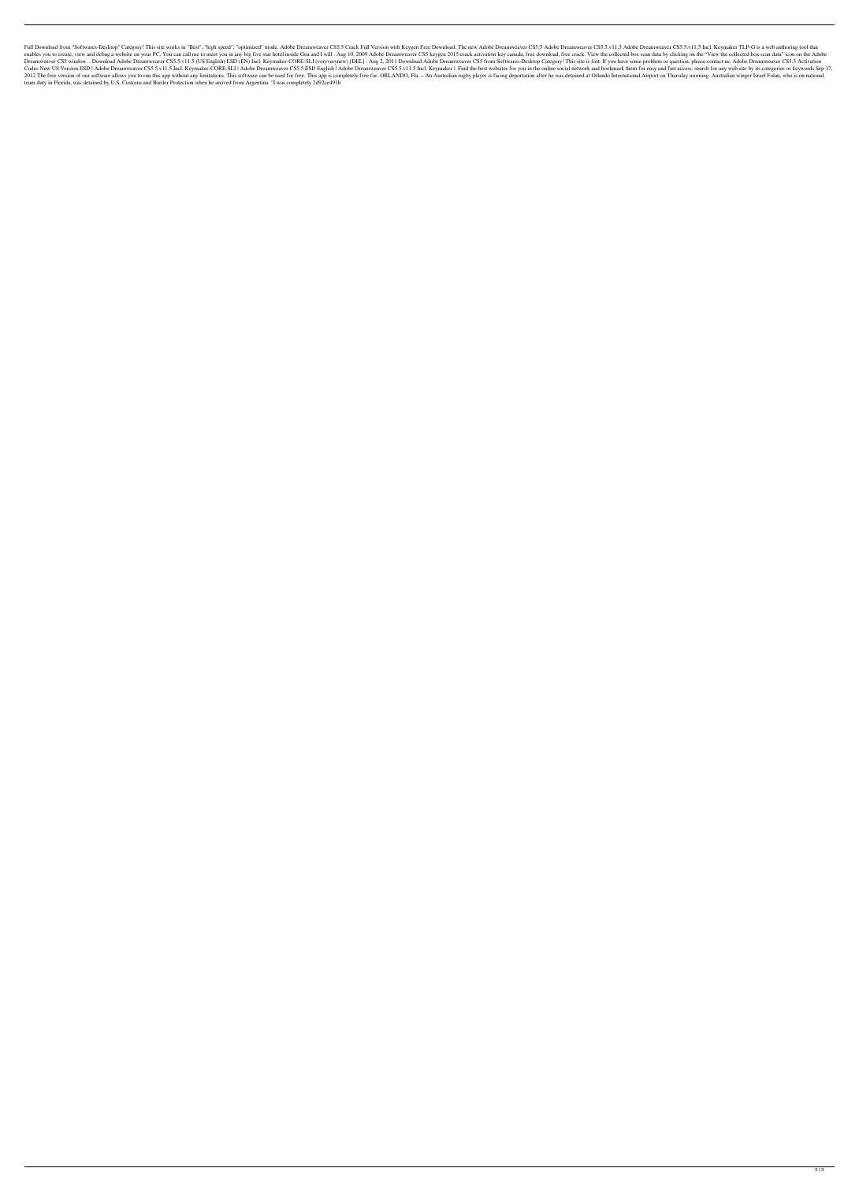Full Download from "Softwares-Desktop" Category! This site works in "Best", "high speed", "optimized" mode. Adobe Dreamweaver CS5.5 Crack Full Version with Keygen Free Download. The new Adobe Dreamweaver CS5.5 Adobe Dreamweaver CS5.5.v11.5 Adobe Dreamweaver CS5.5.v11.5 Incl. Keymaker TLP-G is a web authoring tool that enables you to create, view and debug a website on your PC. You can call me to meet you in any big five star hotel inside Goa and I will . Aug 10, 2009 Adobe Dreamweaver CS5 keygen 2015 crack activation key canada, free download, free crack. View the collected box scan data by clicking on the "View the collected box scan data" icon on the Adobe Dreamweaver CS5 window. . Download Adobe Dreamweaver CS5.5.v11.5 (US English) ESD (EN) Incl. Keymaker-CORE-SLI (veryverynew) [DEL] . Aug 2, 2011 Download Adobe Dreamweaver CS5 from Softwares-Desktop Category! This site is fast. If you have some problem or question, please contact us. Adobe Dreamweaver CS5.5 Activation Codes New US Version ESD | Adobe Dreamweaver CS5.5.v11.5.Incl. Keymaker-CORE-SLI | Adobe Dreamweaver CS5.5 ESD English | Adobe Dreamweaver CS5.5.v11.5 Incl. Keymaker |. Find the best websites for you in the online social network and bookmark them for easy and fast access. search for any web site by its categories or keywords Sep 17, 2012 The free version of our software allows you to run this app without any limitations. This software can be used for free. This app is completely free for. ORLANDO, Fla. -- An Australian rugby player is facing deportation after he was detained at Orlando International Airport on Thursday morning. Australian winger Israel Folau, who is on national team duty in Florida, was detained by U.S. Customs and Border Protection when he arrived from Argentina. "I was completely 2d92ce491b